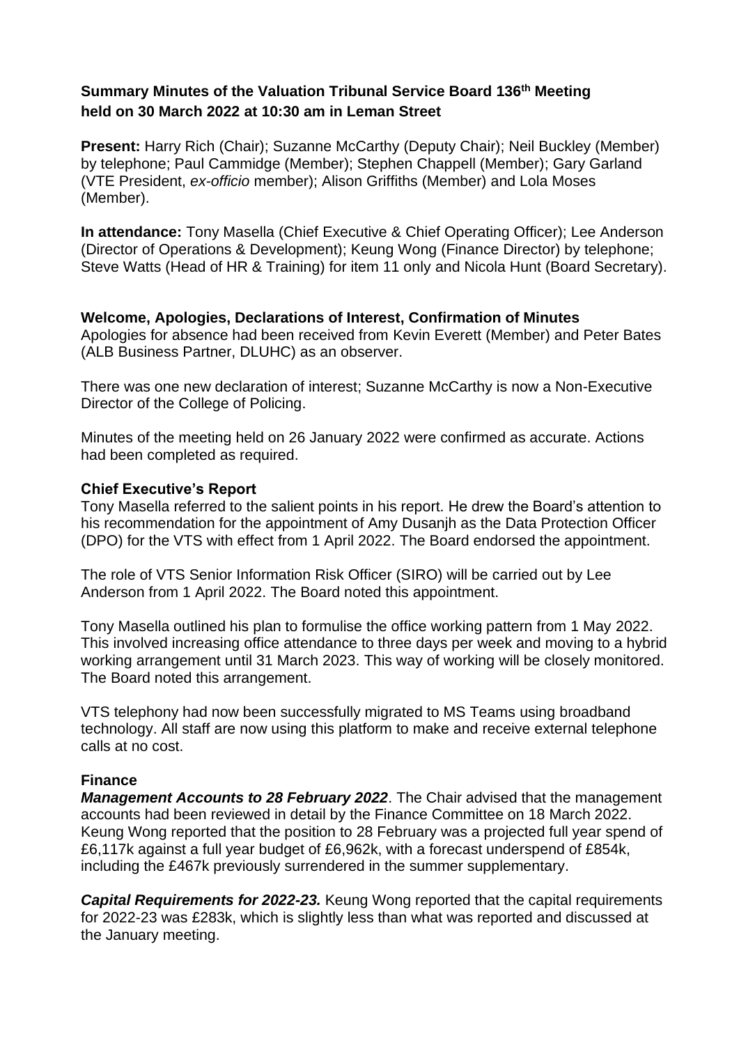# Summary Minutes of the Valuation Tribunal Service Board 136th Meeting held on 30 March 2022 at 10:30 am in Leman Street

**Present:** Harry Rich (Chair); Suzanne McCarthy (Deputy Chair); Neil Buckley (Member) by telephone; Paul Cammidge (Member); Stephen Chappell (Member); Gary Garland (VTE President, *ex-officio* member); Alison Griffiths (Member) and Lola Moses (Member).

**In attendance:** Tony Masella (Chief Executive & Chief Operating Officer); Lee Anderson (Director of Operations & Development); Keung Wong (Finance Director) by telephone; Steve Watts (Head of HR & Training) for item 11 only and Nicola Hunt (Board Secretary).

## Welcome, Apologies, Declarations of Interest, Confirmation of Minutes

Apologies for absence had been received from Kevin Everett (Member) and Peter Bates (ALB Business Partner, DLUHC) as an observer.

There was one new declaration of interest; Suzanne McCarthy is now a Non-Executive Director of the College of Policing.

Minutes of the meeting held on 26 January 2022 were confirmed as accurate. Actions had been completed as required.

## Chief Executive's Report

Tony Masella referred to the salient points in his report. He drew the Board's attention to his recommendation for the appointment of Amy Dusanjh as the Data Protection Officer (DPO) for the VTS with effect from 1 April 2022. The Board endorsed the appointment.

The role of VTS Senior Information Risk Officer (SIRO) will be carried out by Lee Anderson from 1 April 2022. The Board noted this appointment.

Tony Masella outlined his plan to formulise the office working pattern from 1 May 2022. This involved increasing office attendance to three days per week and moving to a hybrid working arrangement until 31 March 2023. This way of working will be closely monitored. The Board noted this arrangement.

VTS telephony had now been successfully migrated to MS Teams using broadband technology. All staff are now using this platform to make and receive external telephone calls at no cost.

## Finance

***Management Accounts to 28 February 2022***. The Chair advised that the management accounts had been reviewed in detail by the Finance Committee on 18 March 2022. Keung Wong reported that the position to 28 February was a projected full year spend of £6,117k against a full year budget of £6,962k, with a forecast underspend of £854k, including the £467k previously surrendered in the summer supplementary.

***Capital Requirements for 2022-23.*** Keung Wong reported that the capital requirements for 2022-23 was £283k, which is slightly less than what was reported and discussed at the January meeting.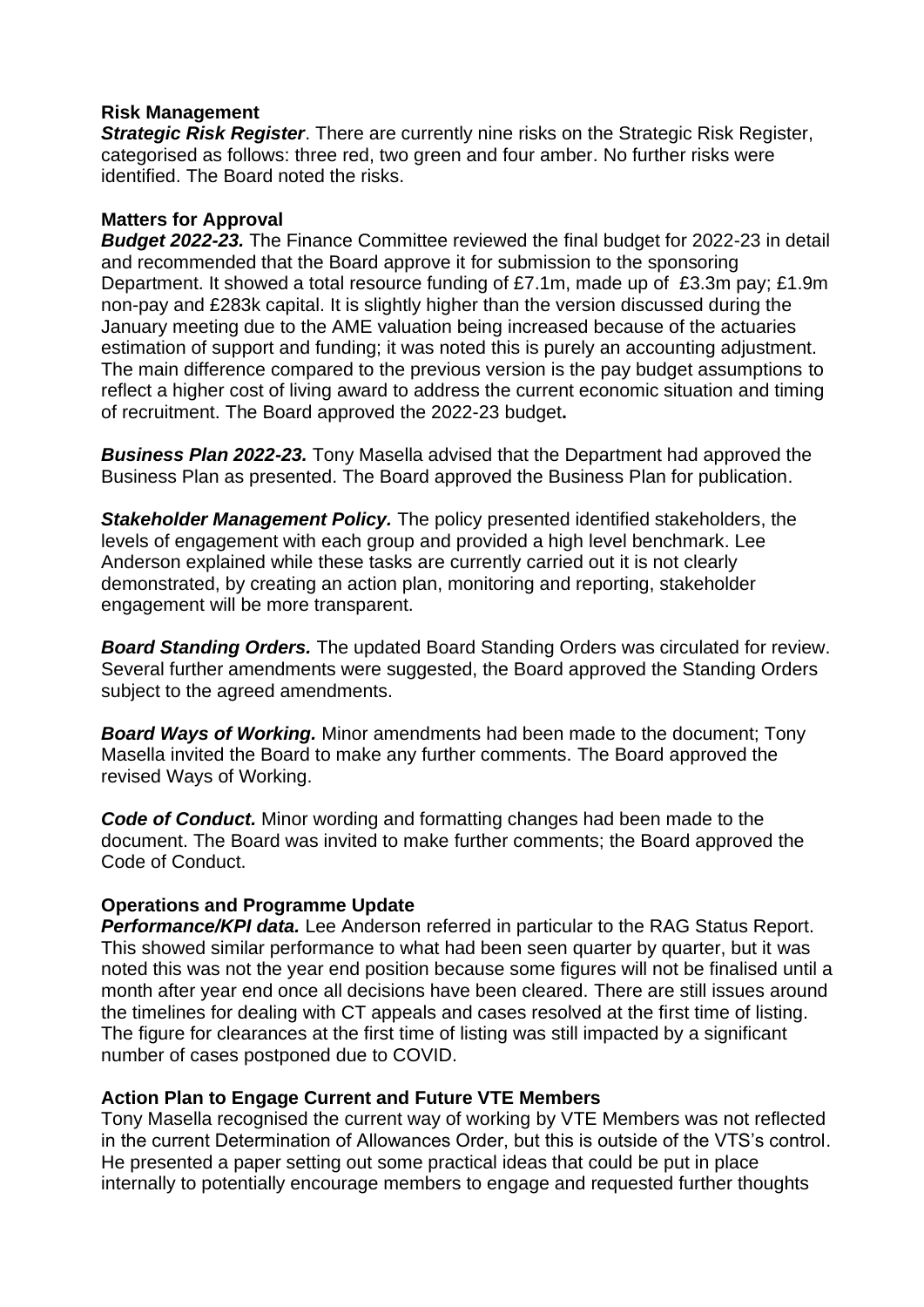**Risk Management**

***Strategic Risk Register***. There are currently nine risks on the Strategic Risk Register, categorised as follows: three red, two green and four amber. No further risks were identified. The Board noted the risks.

**Matters for Approval**

***Budget 2022-23.*** The Finance Committee reviewed the final budget for 2022-23 in detail and recommended that the Board approve it for submission to the sponsoring Department. It showed a total resource funding of £7.1m, made up of £3.3m pay; £1.9m non-pay and £283k capital. It is slightly higher than the version discussed during the January meeting due to the AME valuation being increased because of the actuaries estimation of support and funding; it was noted this is purely an accounting adjustment. The main difference compared to the previous version is the pay budget assumptions to reflect a higher cost of living award to address the current economic situation and timing of recruitment. The Board approved the 2022-23 budget**.**

***Business Plan 2022-23.*** Tony Masella advised that the Department had approved the Business Plan as presented. The Board approved the Business Plan for publication.

***Stakeholder Management Policy.*** The policy presented identified stakeholders, the levels of engagement with each group and provided a high level benchmark. Lee Anderson explained while these tasks are currently carried out it is not clearly demonstrated, by creating an action plan, monitoring and reporting, stakeholder engagement will be more transparent.

***Board Standing Orders.*** The updated Board Standing Orders was circulated for review. Several further amendments were suggested, the Board approved the Standing Orders subject to the agreed amendments.

***Board Ways of Working.*** Minor amendments had been made to the document; Tony Masella invited the Board to make any further comments. The Board approved the revised Ways of Working.

***Code of Conduct.*** Minor wording and formatting changes had been made to the document. The Board was invited to make further comments; the Board approved the Code of Conduct.

**Operations and Programme Update**

***Performance/KPI data.*** Lee Anderson referred in particular to the RAG Status Report. This showed similar performance to what had been seen quarter by quarter, but it was noted this was not the year end position because some figures will not be finalised until a month after year end once all decisions have been cleared. There are still issues around the timelines for dealing with CT appeals and cases resolved at the first time of listing. The figure for clearances at the first time of listing was still impacted by a significant number of cases postponed due to COVID.

**Action Plan to Engage Current and Future VTE Members**

Tony Masella recognised the current way of working by VTE Members was not reflected in the current Determination of Allowances Order, but this is outside of the VTS's control. He presented a paper setting out some practical ideas that could be put in place internally to potentially encourage members to engage and requested further thoughts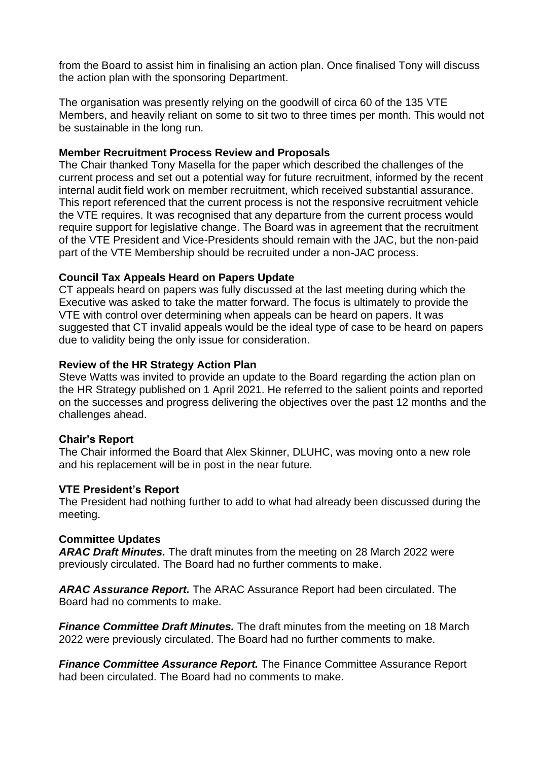from the Board to assist him in finalising an action plan. Once finalised Tony will discuss the action plan with the sponsoring Department.

The organisation was presently relying on the goodwill of circa 60 of the 135 VTE Members, and heavily reliant on some to sit two to three times per month. This would not be sustainable in the long run.

**Member Recruitment Process Review and Proposals**

The Chair thanked Tony Masella for the paper which described the challenges of the current process and set out a potential way for future recruitment, informed by the recent internal audit field work on member recruitment, which received substantial assurance. This report referenced that the current process is not the responsive recruitment vehicle the VTE requires. It was recognised that any departure from the current process would require support for legislative change. The Board was in agreement that the recruitment of the VTE President and Vice-Presidents should remain with the JAC, but the non-paid part of the VTE Membership should be recruited under a non-JAC process.

**Council Tax Appeals Heard on Papers Update**

CT appeals heard on papers was fully discussed at the last meeting during which the Executive was asked to take the matter forward. The focus is ultimately to provide the VTE with control over determining when appeals can be heard on papers. It was suggested that CT invalid appeals would be the ideal type of case to be heard on papers due to validity being the only issue for consideration.

**Review of the HR Strategy Action Plan**

Steve Watts was invited to provide an update to the Board regarding the action plan on the HR Strategy published on 1 April 2021. He referred to the salient points and reported on the successes and progress delivering the objectives over the past 12 months and the challenges ahead.

**Chair's Report**

The Chair informed the Board that Alex Skinner, DLUHC, was moving onto a new role and his replacement will be in post in the near future.

**VTE President's Report**

The President had nothing further to add to what had already been discussed during the meeting.

**Committee Updates**

***ARAC Draft Minutes.*** The draft minutes from the meeting on 28 March 2022 were previously circulated. The Board had no further comments to make.

***ARAC Assurance Report.*** The ARAC Assurance Report had been circulated. The Board had no comments to make.

***Finance Committee Draft Minutes.*** The draft minutes from the meeting on 18 March 2022 were previously circulated. The Board had no further comments to make.

***Finance Committee Assurance Report.*** The Finance Committee Assurance Report had been circulated. The Board had no comments to make.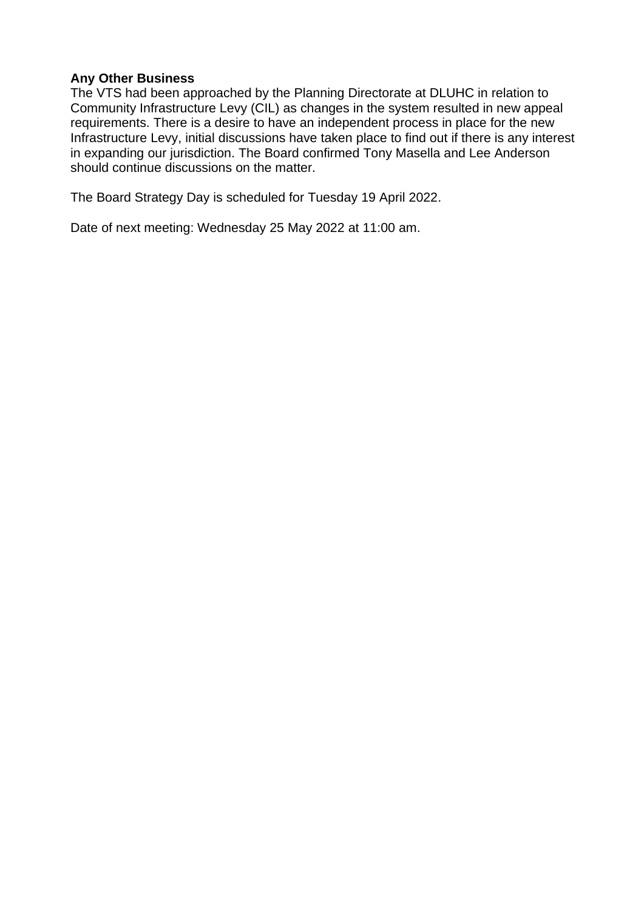**Any Other Business**

The VTS had been approached by the Planning Directorate at DLUHC in relation to Community Infrastructure Levy (CIL) as changes in the system resulted in new appeal requirements. There is a desire to have an independent process in place for the new Infrastructure Levy, initial discussions have taken place to find out if there is any interest in expanding our jurisdiction. The Board confirmed Tony Masella and Lee Anderson should continue discussions on the matter.

The Board Strategy Day is scheduled for Tuesday 19 April 2022.

Date of next meeting: Wednesday 25 May 2022 at 11:00 am.